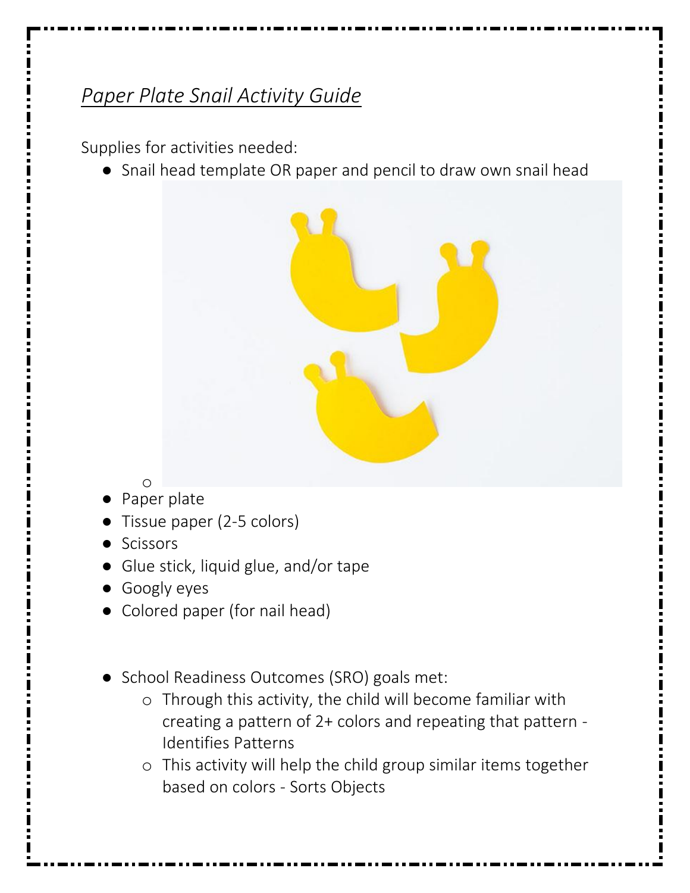*Paper Plate Snail Activity Guide*

Supplies for activities needed:

- Snail head template OR paper and pencil to draw own snail head
    - 
- Paper plate
- Tissue paper (2-5 colors)
- Scissors
- Glue stick, liquid glue, and/or tape
- Googly eyes
- Colored paper (for nail head)

- School Readiness Outcomes (SRO) goals met:
    - Through this activity, the child will become familiar with creating a pattern of 2+ colors and repeating that pattern - Identifies Patterns
    - This activity will help the child group similar items together based on colors - Sorts Objects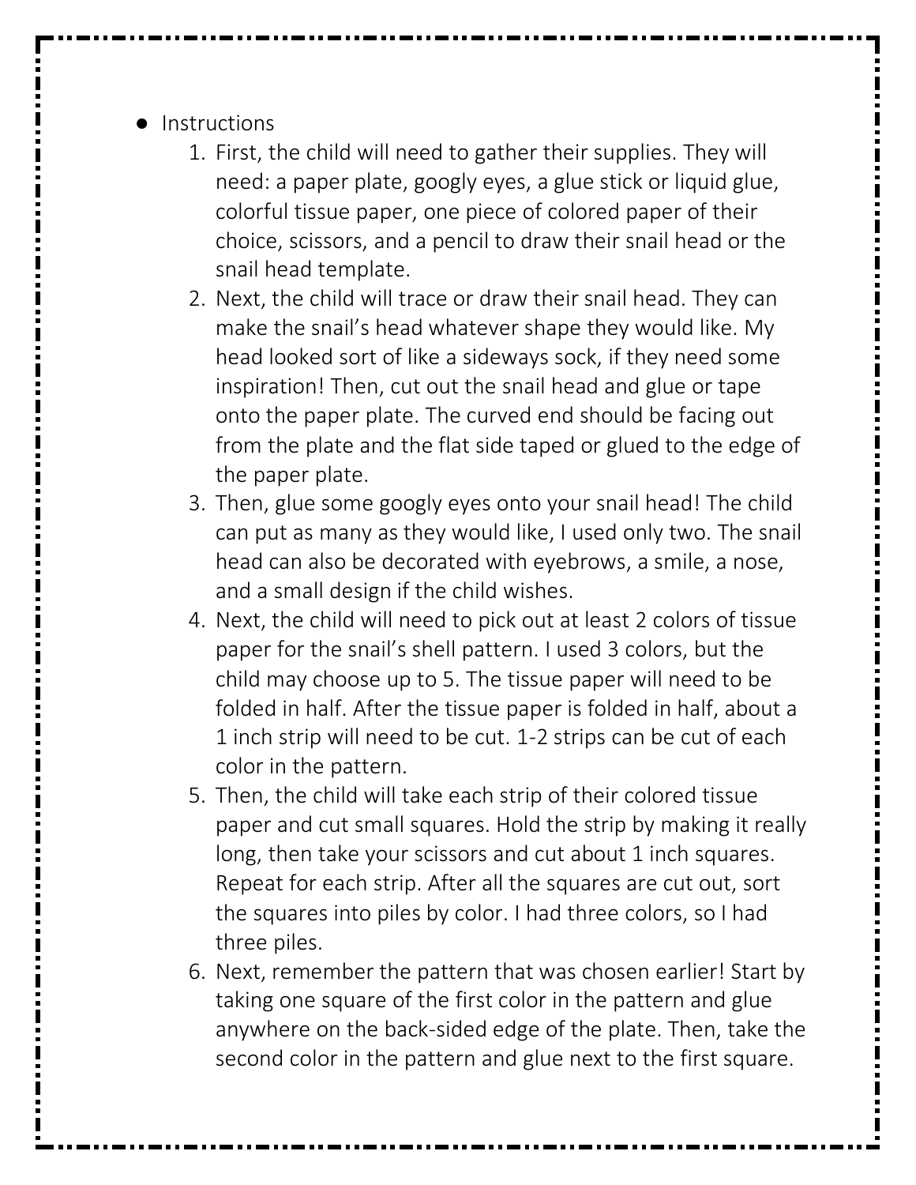- Instructions
    1. First, the child will need to gather their supplies. They will need: a paper plate, googly eyes, a glue stick or liquid glue, colorful tissue paper, one piece of colored paper of their choice, scissors, and a pencil to draw their snail head or the snail head template.
    2. Next, the child will trace or draw their snail head. They can make the snail's head whatever shape they would like. My head looked sort of like a sideways sock, if they need some inspiration! Then, cut out the snail head and glue or tape onto the paper plate. The curved end should be facing out from the plate and the flat side taped or glued to the edge of the paper plate.
    3. Then, glue some googly eyes onto your snail head! The child can put as many as they would like, I used only two. The snail head can also be decorated with eyebrows, a smile, a nose, and a small design if the child wishes.
    4. Next, the child will need to pick out at least 2 colors of tissue paper for the snail's shell pattern. I used 3 colors, but the child may choose up to 5. The tissue paper will need to be folded in half. After the tissue paper is folded in half, about a 1 inch strip will need to be cut. 1-2 strips can be cut of each color in the pattern.
    5. Then, the child will take each strip of their colored tissue paper and cut small squares. Hold the strip by making it really long, then take your scissors and cut about 1 inch squares. Repeat for each strip. After all the squares are cut out, sort the squares into piles by color. I had three colors, so I had three piles.
    6. Next, remember the pattern that was chosen earlier! Start by taking one square of the first color in the pattern and glue anywhere on the back-sided edge of the plate. Then, take the second color in the pattern and glue next to the first square.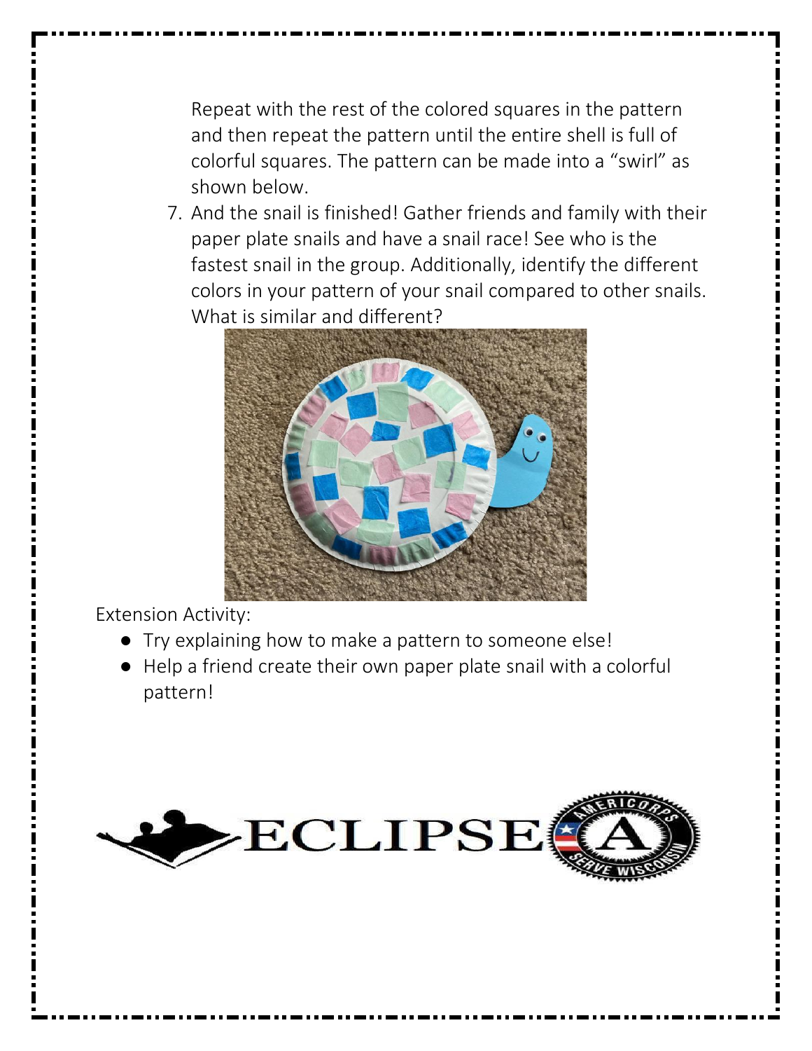Repeat with the rest of the colored squares in the pattern and then repeat the pattern until the entire shell is full of colorful squares. The pattern can be made into a "swirl" as shown below.

7. And the snail is finished! Gather friends and family with their paper plate snails and have a snail race! See who is the fastest snail in the group. Additionally, identify the different colors in your pattern of your snail compared to other snails. What is similar and different?

Extension Activity:

- Try explaining how to make a pattern to someone else!
- Help a friend create their own paper plate snail with a colorful pattern!

ECLIPSE

AMERICORPS SERVE WISCONSIN